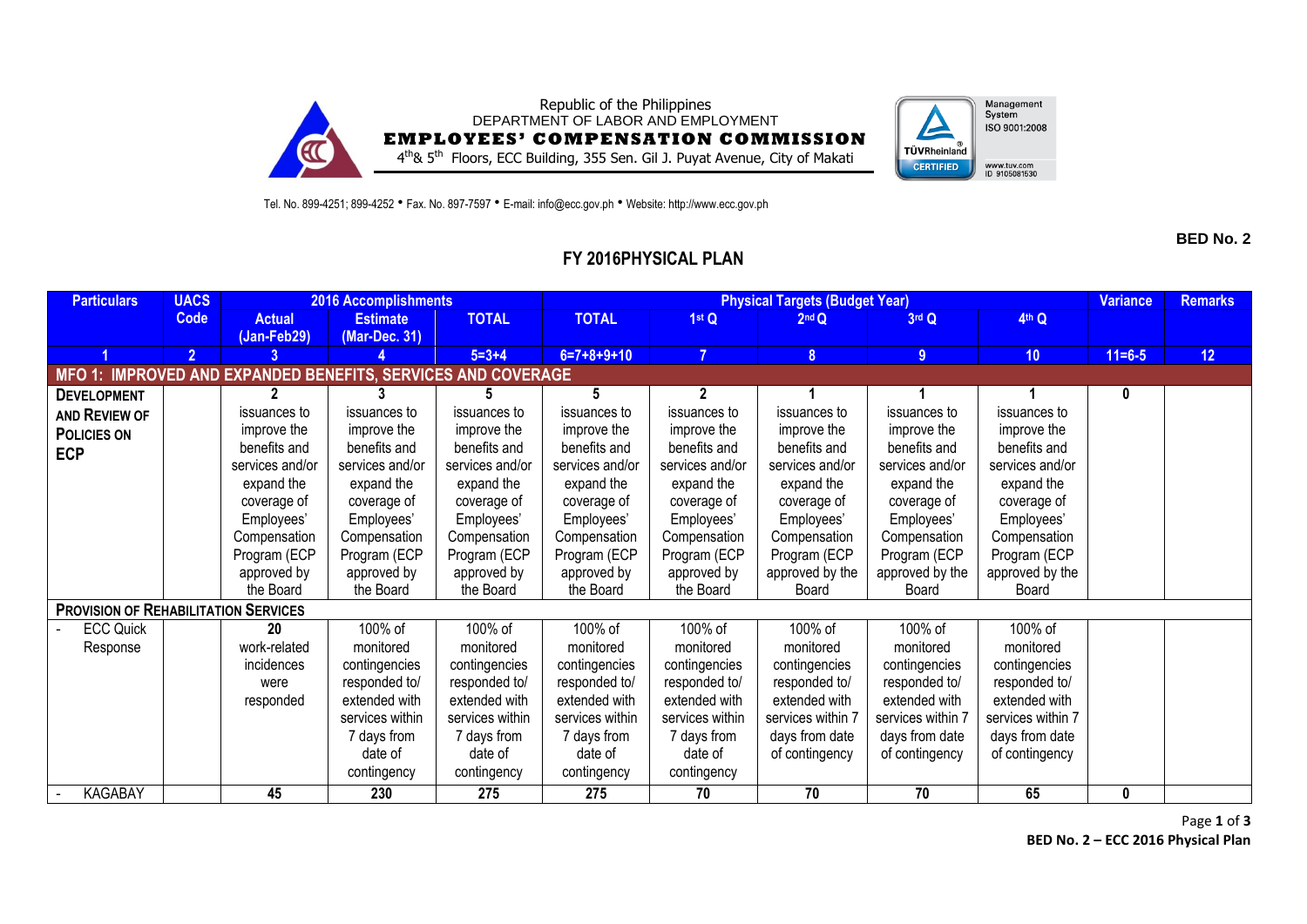Republic of the Philippines
DEPARTMENT OF LABOR AND EMPLOYMENT
**EMPLOYEES' COMPENSATION COMMISSION**
4th & 5th Floors, ECC Building, 355 Sen. Gil J. Puyat Avenue, City of Makati

Tel. No. 899-4251; 899-4252 • Fax. No. 897-7597 • E-mail: info@ecc.gov.ph • Website: http://www.ecc.gov.ph

**BED No. 2**

## FY 2016PHYSICAL PLAN

| Particulars | UACS Code | 2016 Accomplishments | | | Physical Targets (Budget Year) | | | | | Variance | Remarks |
|---|---|---|---|---|---|---|---|---|---|---|---|
| | | Actual (Jan-Feb29) | Estimate (Mar-Dec. 31) | TOTAL | TOTAL | 1st Q | 2nd Q | 3rd Q | 4th Q | | |
| 1 | 2 | 3 | 4 | 5=3+4 | 6=7+8+9+10 | 7 | 8 | 9 | 10 | 11=6-5 | 12 |
| **MFO 1: IMPROVED AND EXPANDED BENEFITS, SERVICES AND COVERAGE** | | | | | | | | | | | |
| **DEVELOPMENT AND REVIEW OF POLICIES ON ECP** | | **2** issuances to improve the benefits and services and/or expand the coverage of Employees' Compensation Program (ECP approved by the Board | **3** issuances to improve the benefits and services and/or expand the coverage of Employees' Compensation Program (ECP approved by the Board | **5** issuances to improve the benefits and services and/or expand the coverage of Employees' Compensation Program (ECP approved by the Board | **5** issuances to improve the benefits and services and/or expand the coverage of Employees' Compensation Program (ECP approved by the Board | **2** issuances to improve the benefits and services and/or expand the coverage of Employees' Compensation Program (ECP approved by the Board | **1** issuances to improve the benefits and services and/or expand the coverage of Employees' Compensation Program (ECP approved by the Board | **1** issuances to improve the benefits and services and/or expand the coverage of Employees' Compensation Program (ECP approved by the Board | **1** issuances to improve the benefits and services and/or expand the coverage of Employees' Compensation Program (ECP approved by the Board | **0** | |
| **PROVISION OF REHABILITATION SERVICES** | | | | | | | | | | | |
| - ECC Quick Response | | **20** work-related incidences were responded | 100% of monitored contingencies responded to/ extended with services within 7 days from date of contingency | 100% of monitored contingencies responded to/ extended with services within 7 days from date of contingency | 100% of monitored contingencies responded to/ extended with services within 7 days from date of contingency | 100% of monitored contingencies responded to/ extended with services within 7 days from date of contingency | 100% of monitored contingencies responded to/ extended with services within 7 days from date of contingency | 100% of monitored contingencies responded to/ extended with services within 7 days from date of contingency | 100% of monitored contingencies responded to/ extended with services within 7 days from date of contingency | | |
| - KAGABAY | | **45** | **230** | **275** | **275** | **70** | **70** | **70** | **65** | **0** | |

**BED No. 2 – ECC 2016 Physical Plan**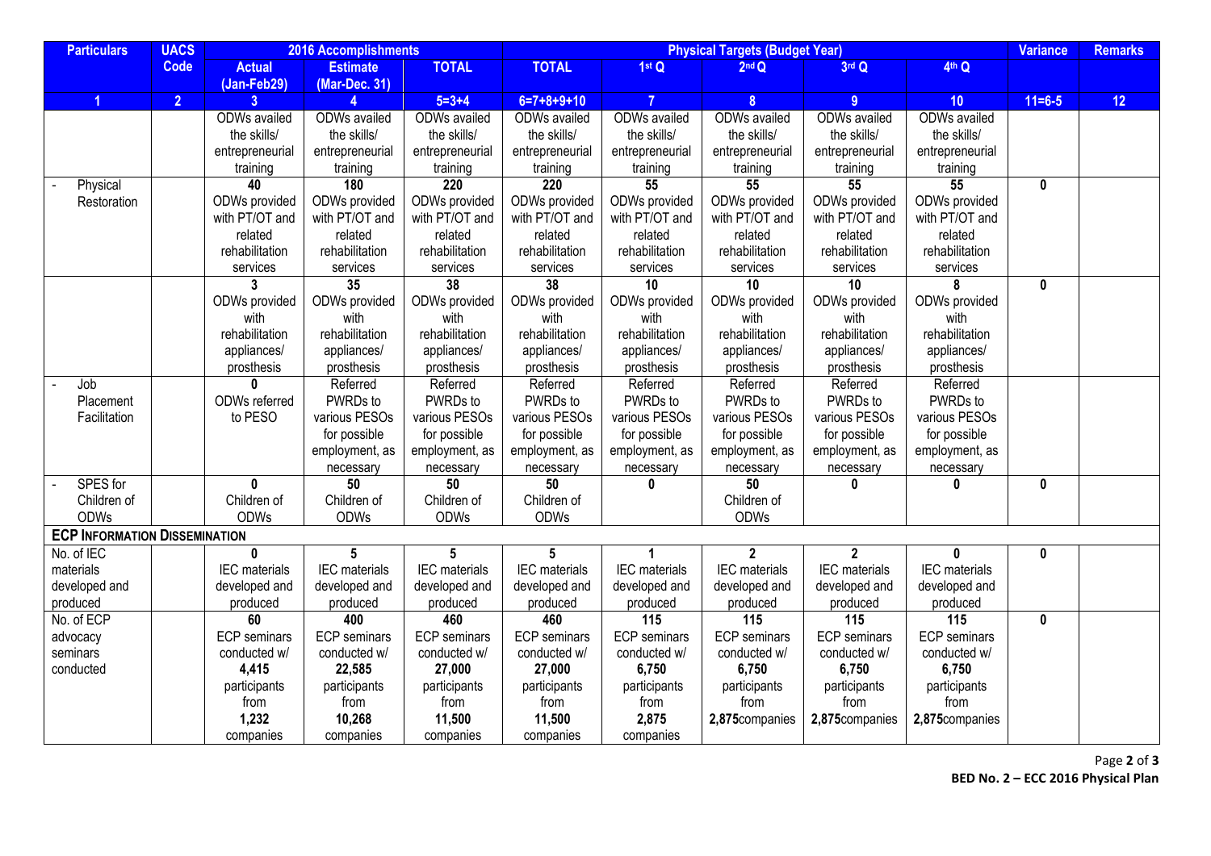| Particulars | UACS Code | 2016 Accomplishments | | | Physical Targets (Budget Year) | | | | | Variance | Remarks |
|---|---|---|---|---|---|---|---|---|---|---|---|
| | | Actual (Jan-Feb29) | Estimate (Mar-Dec. 31) | TOTAL | TOTAL | 1st Q | 2nd Q | 3rd Q | 4th Q | | |
| 1 | 2 | 3 | 4 | 5=3+4 | 6=7+8+9+10 | 7 | 8 | 9 | 10 | 11=6-5 | 12 |
| | | ODWs availed the skills/ entrepreneurial training | ODWs availed the skills/ entrepreneurial training | ODWs availed the skills/ entrepreneurial training | ODWs availed the skills/ entrepreneurial training | ODWs availed the skills/ entrepreneurial training | ODWs availed the skills/ entrepreneurial training | ODWs availed the skills/ entrepreneurial training | ODWs availed the skills/ entrepreneurial training | | |
| - Physical Restoration | | **40** ODWs provided with PT/OT and related rehabilitation services | **180** ODWs provided with PT/OT and related rehabilitation services | **220** ODWs provided with PT/OT and related rehabilitation services | **220** ODWs provided with PT/OT and related rehabilitation services | **55** ODWs provided with PT/OT and related rehabilitation services | **55** ODWs provided with PT/OT and related rehabilitation services | **55** ODWs provided with PT/OT and related rehabilitation services | **55** ODWs provided with PT/OT and related rehabilitation services | **0** | |
| | | **3** ODWs provided with rehabilitation appliances/ prosthesis | **35** ODWs provided with rehabilitation appliances/ prosthesis | **38** ODWs provided with rehabilitation appliances/ prosthesis | **38** ODWs provided with rehabilitation appliances/ prosthesis | **10** ODWs provided with rehabilitation appliances/ prosthesis | **10** ODWs provided with rehabilitation appliances/ prosthesis | **10** ODWs provided with rehabilitation appliances/ prosthesis | **8** ODWs provided with rehabilitation appliances/ prosthesis | **0** | |
| - Job Placement Facilitation | | **0** ODWs referred to PESO | Referred PWRDs to various PESOs for possible employment, as necessary | Referred PWRDs to various PESOs for possible employment, as necessary | Referred PWRDs to various PESOs for possible employment, as necessary | Referred PWRDs to various PESOs for possible employment, as necessary | Referred PWRDs to various PESOs for possible employment, as necessary | Referred PWRDs to various PESOs for possible employment, as necessary | Referred PWRDs to various PESOs for possible employment, as necessary | | |
| - SPES for Children of ODWs | | **0** Children of ODWs | **50** Children of ODWs | **50** Children of ODWs | **50** Children of ODWs | **0** | **50** Children of ODWs | **0** | **0** | **0** | |
| **ECP INFORMATION DISSEMINATION** | | | | | | | | | | | |
| No. of IEC materials developed and produced | | **0** IEC materials developed and produced | **5** IEC materials developed and produced | **5** IEC materials developed and produced | **5** IEC materials developed and produced | **1** IEC materials developed and produced | **2** IEC materials developed and produced | **2** IEC materials developed and produced | **0** IEC materials developed and produced | **0** | |
| No. of ECP advocacy seminars conducted | | **60** ECP seminars conducted w/ **4,415** participants from **1,232** companies | **400** ECP seminars conducted w/ **22,585** participants from **10,268** companies | **460** ECP seminars conducted w/ **27,000** participants from **11,500** companies | **460** ECP seminars conducted w/ **27,000** participants from **11,500** companies | **115** ECP seminars conducted w/ **6,750** participants from **2,875** companies | **115** ECP seminars conducted w/ **6,750** participants from **2,875**companies | **115** ECP seminars conducted w/ **6,750** participants from **2,875**companies | **115** ECP seminars conducted w/ **6,750** participants from **2,875**companies | **0** | |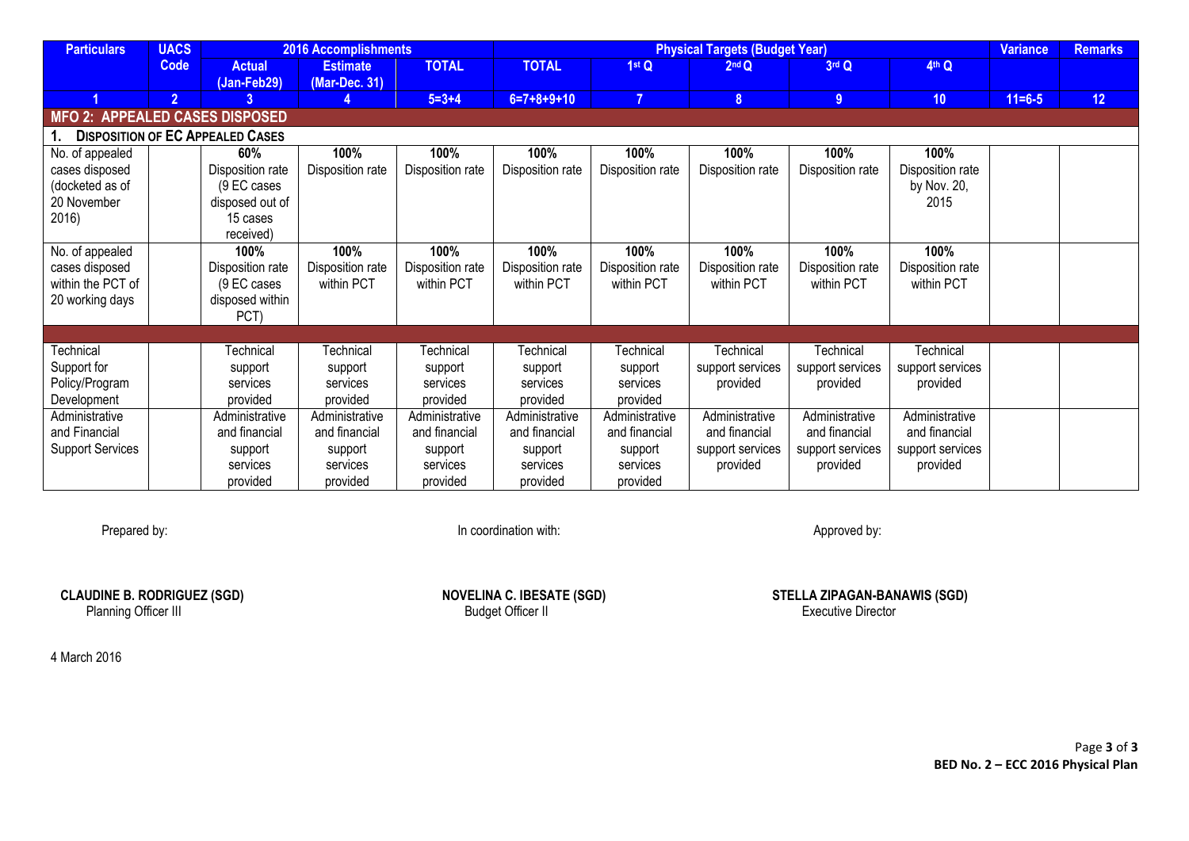| Particulars | UACS Code | 2016 Accomplishments | | | Physical Targets (Budget Year) | | | | | Variance | Remarks |
|---|---|---|---|---|---|---|---|---|---|---|---|
| | | Actual (Jan-Feb29) | Estimate (Mar-Dec. 31) | TOTAL | TOTAL | 1st Q | 2nd Q | 3rd Q | 4th Q | | |
| 1 | 2 | 3 | 4 | 5=3+4 | 6=7+8+9+10 | 7 | 8 | 9 | 10 | 11=6-5 | 12 |
| **MFO 2: APPEALED CASES DISPOSED** | | | | | | | | | | | |
| **1. DISPOSITION OF EC APPEALED CASES** | | | | | | | | | | | |
| No. of appealed cases disposed (docketed as of 20 November 2016) | | **60%** Disposition rate (9 EC cases disposed out of 15 cases received) | **100%** Disposition rate | **100%** Disposition rate | **100%** Disposition rate | **100%** Disposition rate | **100%** Disposition rate | **100%** Disposition rate | **100%** Disposition rate by Nov. 20, 2015 | | |
| No. of appealed cases disposed within the PCT of 20 working days | | **100%** Disposition rate (9 EC cases disposed within PCT) | **100%** Disposition rate within PCT | **100%** Disposition rate within PCT | **100%** Disposition rate within PCT | **100%** Disposition rate within PCT | **100%** Disposition rate within PCT | **100%** Disposition rate within PCT | **100%** Disposition rate within PCT | | |
| | | | | | | | | | | | |
| Technical Support for Policy/Program Development | | Technical support services provided | Technical support services provided | Technical support services provided | Technical support services provided | Technical support services provided | Technical support services provided | Technical support services provided | Technical support services provided | | |
| Administrative and Financial Support Services | | Administrative and financial support services provided | Administrative and financial support services provided | Administrative and financial support services provided | Administrative and financial support services provided | Administrative and financial support services provided | Administrative and financial support services provided | Administrative and financial support services provided | Administrative and financial support services provided | | |

Prepared by:

**CLAUDINE B. RODRIGUEZ (SGD)**
Planning Officer III

In coordination with:

**NOVELINA C. IBESATE (SGD)**
Budget Officer II

Approved by:

**STELLA ZIPAGAN-BANAWIS (SGD)**
Executive Director

4 March 2016

**BED No. 2 – ECC 2016 Physical Plan**